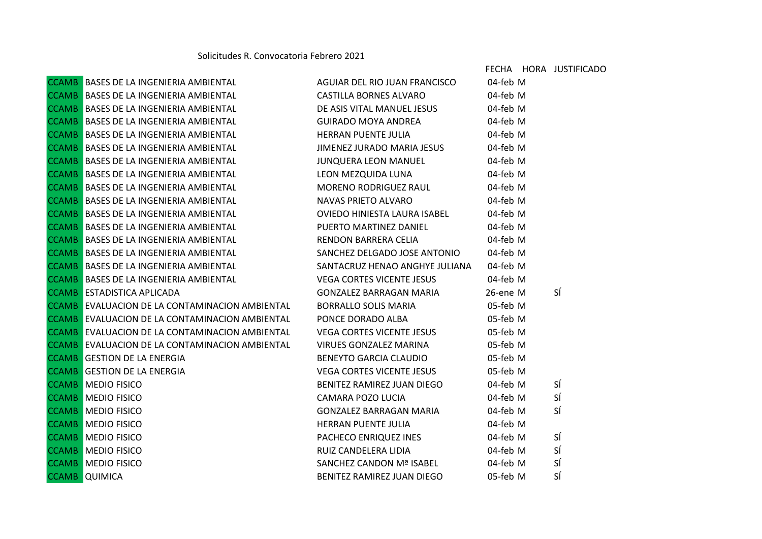Solicitudes R. Convocatoria Febrero 2021

| | | | FECHA | HORA | JUSTIFICADO |
|---|---|---|---|---|---|
| CCAMB | BASES DE LA INGENIERIA AMBIENTAL | AGUIAR DEL RIO JUAN FRANCISCO | 04-feb | M | |
| CCAMB | BASES DE LA INGENIERIA AMBIENTAL | CASTILLA BORNES ALVARO | 04-feb | M | |
| CCAMB | BASES DE LA INGENIERIA AMBIENTAL | DE ASIS VITAL MANUEL JESUS | 04-feb | M | |
| CCAMB | BASES DE LA INGENIERIA AMBIENTAL | GUIRADO MOYA ANDREA | 04-feb | M | |
| CCAMB | BASES DE LA INGENIERIA AMBIENTAL | HERRAN PUENTE JULIA | 04-feb | M | |
| CCAMB | BASES DE LA INGENIERIA AMBIENTAL | JIMENEZ JURADO MARIA JESUS | 04-feb | M | |
| CCAMB | BASES DE LA INGENIERIA AMBIENTAL | JUNQUERA LEON MANUEL | 04-feb | M | |
| CCAMB | BASES DE LA INGENIERIA AMBIENTAL | LEON MEZQUIDA LUNA | 04-feb | M | |
| CCAMB | BASES DE LA INGENIERIA AMBIENTAL | MORENO RODRIGUEZ RAUL | 04-feb | M | |
| CCAMB | BASES DE LA INGENIERIA AMBIENTAL | NAVAS PRIETO ALVARO | 04-feb | M | |
| CCAMB | BASES DE LA INGENIERIA AMBIENTAL | OVIEDO HINIESTA LAURA ISABEL | 04-feb | M | |
| CCAMB | BASES DE LA INGENIERIA AMBIENTAL | PUERTO MARTINEZ DANIEL | 04-feb | M | |
| CCAMB | BASES DE LA INGENIERIA AMBIENTAL | RENDON BARRERA CELIA | 04-feb | M | |
| CCAMB | BASES DE LA INGENIERIA AMBIENTAL | SANCHEZ DELGADO JOSE ANTONIO | 04-feb | M | |
| CCAMB | BASES DE LA INGENIERIA AMBIENTAL | SANTACRUZ HENAO ANGHYE JULIANA | 04-feb | M | |
| CCAMB | BASES DE LA INGENIERIA AMBIENTAL | VEGA CORTES VICENTE JESUS | 04-feb | M | |
| CCAMB | ESTADISTICA APLICADA | GONZALEZ BARRAGAN MARIA | 26-ene | M | SÍ |
| CCAMB | EVALUACION DE LA CONTAMINACION AMBIENTAL | BORRALLO SOLIS MARIA | 05-feb | M | |
| CCAMB | EVALUACION DE LA CONTAMINACION AMBIENTAL | PONCE DORADO ALBA | 05-feb | M | |
| CCAMB | EVALUACION DE LA CONTAMINACION AMBIENTAL | VEGA CORTES VICENTE JESUS | 05-feb | M | |
| CCAMB | EVALUACION DE LA CONTAMINACION AMBIENTAL | VIRUES GONZALEZ MARINA | 05-feb | M | |
| CCAMB | GESTION DE LA ENERGIA | BENEYTO GARCIA CLAUDIO | 05-feb | M | |
| CCAMB | GESTION DE LA ENERGIA | VEGA CORTES VICENTE JESUS | 05-feb | M | |
| CCAMB | MEDIO FISICO | BENITEZ RAMIREZ JUAN DIEGO | 04-feb | M | SÍ |
| CCAMB | MEDIO FISICO | CAMARA POZO LUCIA | 04-feb | M | SÍ |
| CCAMB | MEDIO FISICO | GONZALEZ BARRAGAN MARIA | 04-feb | M | SÍ |
| CCAMB | MEDIO FISICO | HERRAN PUENTE JULIA | 04-feb | M | |
| CCAMB | MEDIO FISICO | PACHECO ENRIQUEZ INES | 04-feb | M | SÍ |
| CCAMB | MEDIO FISICO | RUIZ CANDELERA LIDIA | 04-feb | M | SÍ |
| CCAMB | MEDIO FISICO | SANCHEZ CANDON Mª ISABEL | 04-feb | M | SÍ |
| CCAMB | QUIMICA | BENITEZ RAMIREZ JUAN DIEGO | 05-feb | M | SÍ |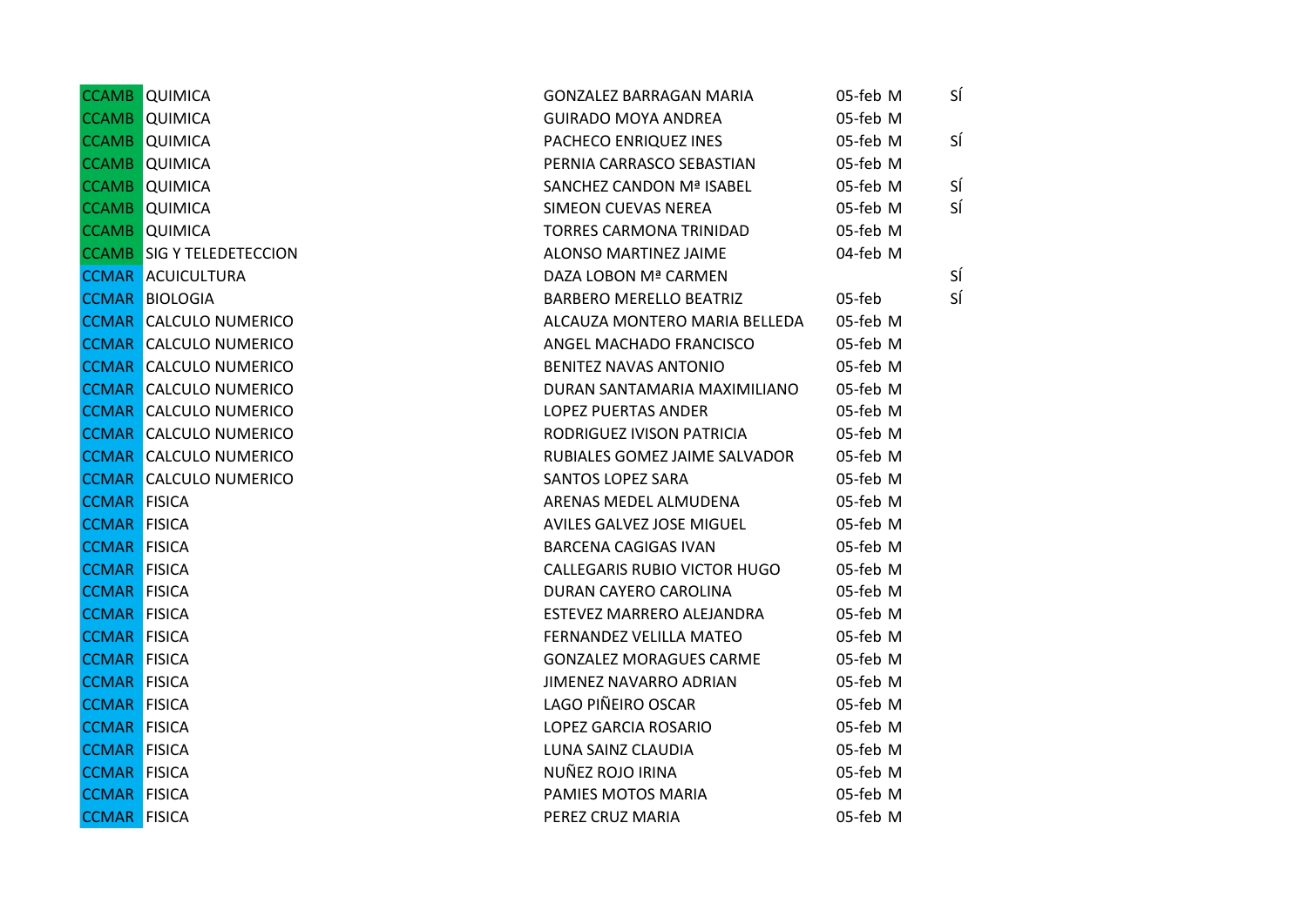| | | | | | |
|---|---|---|---|---|---|
| CCAMB | QUIMICA | GONZALEZ BARRAGAN MARIA | 05-feb | M | SÍ |
| CCAMB | QUIMICA | GUIRADO MOYA ANDREA | 05-feb | M | |
| CCAMB | QUIMICA | PACHECO ENRIQUEZ INES | 05-feb | M | SÍ |
| CCAMB | QUIMICA | PERNIA CARRASCO SEBASTIAN | 05-feb | M | |
| CCAMB | QUIMICA | SANCHEZ CANDON Mª ISABEL | 05-feb | M | SÍ |
| CCAMB | QUIMICA | SIMEON CUEVAS NEREA | 05-feb | M | SÍ |
| CCAMB | QUIMICA | TORRES CARMONA TRINIDAD | 05-feb | M | |
| CCAMB | SIG Y TELEDETECCION | ALONSO MARTINEZ JAIME | 04-feb | M | |
| CCMAR | ACUICULTURA | DAZA LOBON Mª CARMEN | | | SÍ |
| CCMAR | BIOLOGIA | BARBERO MERELLO BEATRIZ | 05-feb | | SÍ |
| CCMAR | CALCULO NUMERICO | ALCAUZA MONTERO MARIA BELLEDA | 05-feb | M | |
| CCMAR | CALCULO NUMERICO | ANGEL MACHADO FRANCISCO | 05-feb | M | |
| CCMAR | CALCULO NUMERICO | BENITEZ NAVAS ANTONIO | 05-feb | M | |
| CCMAR | CALCULO NUMERICO | DURAN SANTAMARIA MAXIMILIANO | 05-feb | M | |
| CCMAR | CALCULO NUMERICO | LOPEZ PUERTAS ANDER | 05-feb | M | |
| CCMAR | CALCULO NUMERICO | RODRIGUEZ IVISON PATRICIA | 05-feb | M | |
| CCMAR | CALCULO NUMERICO | RUBIALES GOMEZ JAIME SALVADOR | 05-feb | M | |
| CCMAR | CALCULO NUMERICO | SANTOS LOPEZ SARA | 05-feb | M | |
| CCMAR | FISICA | ARENAS MEDEL ALMUDENA | 05-feb | M | |
| CCMAR | FISICA | AVILES GALVEZ JOSE MIGUEL | 05-feb | M | |
| CCMAR | FISICA | BARCENA CAGIGAS IVAN | 05-feb | M | |
| CCMAR | FISICA | CALLEGARIS RUBIO VICTOR HUGO | 05-feb | M | |
| CCMAR | FISICA | DURAN CAYERO CAROLINA | 05-feb | M | |
| CCMAR | FISICA | ESTEVEZ MARRERO ALEJANDRA | 05-feb | M | |
| CCMAR | FISICA | FERNANDEZ VELILLA MATEO | 05-feb | M | |
| CCMAR | FISICA | GONZALEZ MORAGUES CARME | 05-feb | M | |
| CCMAR | FISICA | JIMENEZ NAVARRO ADRIAN | 05-feb | M | |
| CCMAR | FISICA | LAGO PIÑEIRO OSCAR | 05-feb | M | |
| CCMAR | FISICA | LOPEZ GARCIA ROSARIO | 05-feb | M | |
| CCMAR | FISICA | LUNA SAINZ CLAUDIA | 05-feb | M | |
| CCMAR | FISICA | NUÑEZ ROJO IRINA | 05-feb | M | |
| CCMAR | FISICA | PAMIES MOTOS MARIA | 05-feb | M | |
| CCMAR | FISICA | PEREZ CRUZ MARIA | 05-feb | M | |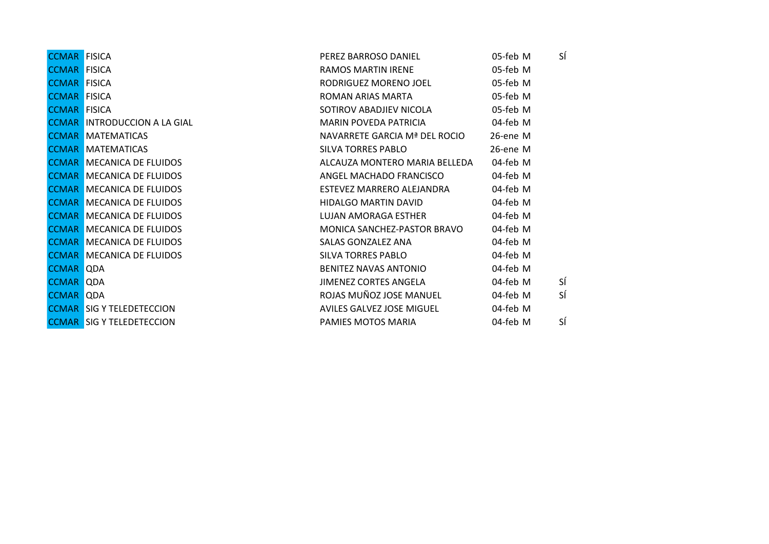| | | | | | |
|---|---|---|---|---|---|
| CCMAR | FISICA | PEREZ BARROSO DANIEL | 05-feb | M | SÍ |
| CCMAR | FISICA | RAMOS MARTIN IRENE | 05-feb | M | |
| CCMAR | FISICA | RODRIGUEZ MORENO JOEL | 05-feb | M | |
| CCMAR | FISICA | ROMAN ARIAS MARTA | 05-feb | M | |
| CCMAR | FISICA | SOTIROV ABADJIEV NICOLA | 05-feb | M | |
| CCMAR | INTRODUCCION A LA GIAL | MARIN POVEDA PATRICIA | 04-feb | M | |
| CCMAR | MATEMATICAS | NAVARRETE GARCIA Mª DEL ROCIO | 26-ene | M | |
| CCMAR | MATEMATICAS | SILVA TORRES PABLO | 26-ene | M | |
| CCMAR | MECANICA DE FLUIDOS | ALCAUZA MONTERO MARIA BELLEDA | 04-feb | M | |
| CCMAR | MECANICA DE FLUIDOS | ANGEL MACHADO FRANCISCO | 04-feb | M | |
| CCMAR | MECANICA DE FLUIDOS | ESTEVEZ MARRERO ALEJANDRA | 04-feb | M | |
| CCMAR | MECANICA DE FLUIDOS | HIDALGO MARTIN DAVID | 04-feb | M | |
| CCMAR | MECANICA DE FLUIDOS | LUJAN AMORAGA ESTHER | 04-feb | M | |
| CCMAR | MECANICA DE FLUIDOS | MONICA SANCHEZ-PASTOR BRAVO | 04-feb | M | |
| CCMAR | MECANICA DE FLUIDOS | SALAS GONZALEZ ANA | 04-feb | M | |
| CCMAR | MECANICA DE FLUIDOS | SILVA TORRES PABLO | 04-feb | M | |
| CCMAR | QDA | BENITEZ NAVAS ANTONIO | 04-feb | M | |
| CCMAR | QDA | JIMENEZ CORTES ANGELA | 04-feb | M | SÍ |
| CCMAR | QDA | ROJAS MUÑOZ JOSE MANUEL | 04-feb | M | SÍ |
| CCMAR | SIG Y TELEDETECCION | AVILES GALVEZ JOSE MIGUEL | 04-feb | M | |
| CCMAR | SIG Y TELEDETECCION | PAMIES MOTOS MARIA | 04-feb | M | SÍ |